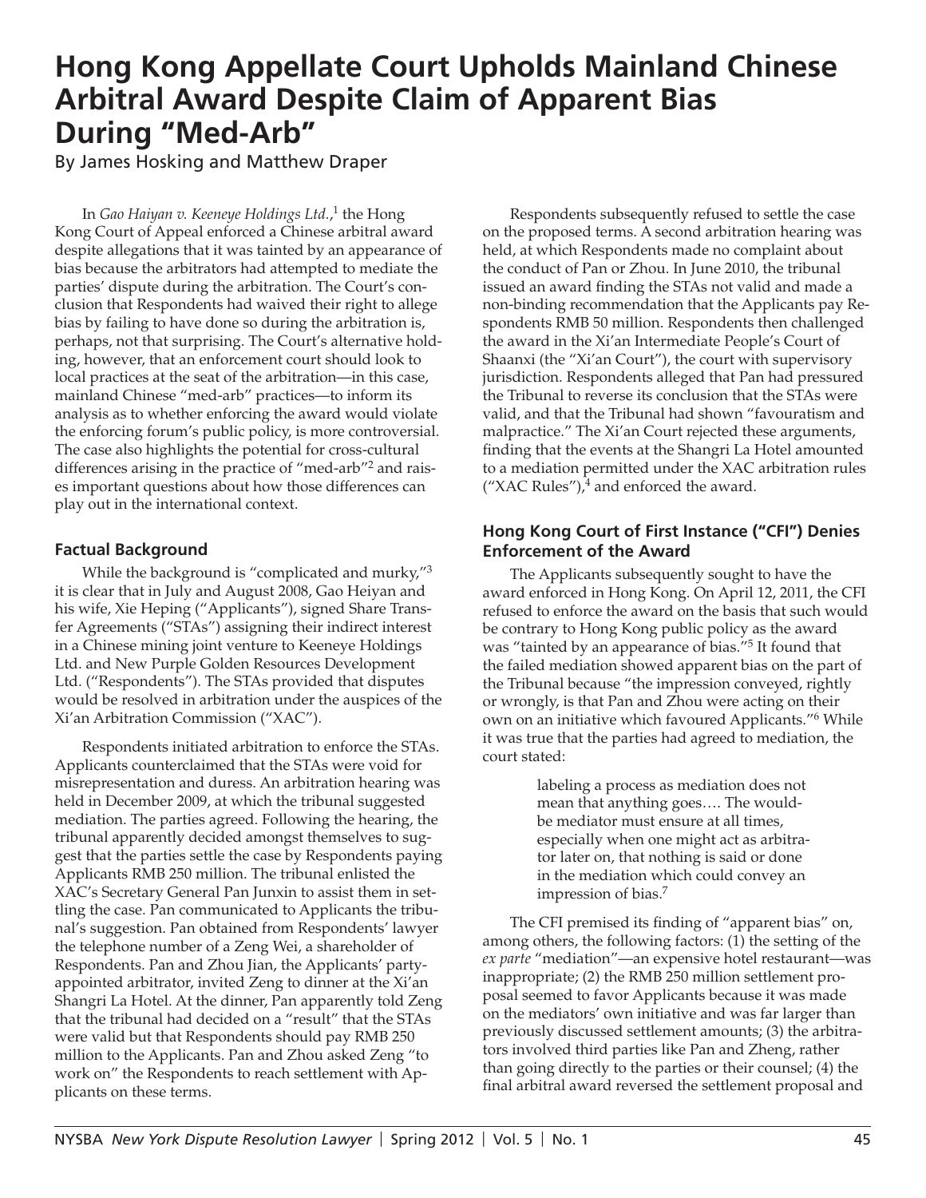# Hong Kong Appellate Court Upholds Mainland Chinese Arbitral Award Despite Claim of Apparent Bias During "Med-Arb"

By James Hosking and Matthew Draper

In *Gao Haiyan v. Keeneye Holdings Ltd.*,[1] the Hong Kong Court of Appeal enforced a Chinese arbitral award despite allegations that it was tainted by an appearance of bias because the arbitrators had attempted to mediate the parties' dispute during the arbitration. The Court's conclusion that Respondents had waived their right to allege bias by failing to have done so during the arbitration is, perhaps, not that surprising. The Court's alternative holding, however, that an enforcement court should look to local practices at the seat of the arbitration—in this case, mainland Chinese "med-arb" practices—to inform its analysis as to whether enforcing the award would violate the enforcing forum's public policy, is more controversial. The case also highlights the potential for cross-cultural differences arising in the practice of "med-arb"[2] and raises important questions about how those differences can play out in the international context.

## Factual Background

While the background is "complicated and murky,"[3] it is clear that in July and August 2008, Gao Heiyan and his wife, Xie Heping ("Applicants"), signed Share Transfer Agreements ("STAs") assigning their indirect interest in a Chinese mining joint venture to Keeneye Holdings Ltd. and New Purple Golden Resources Development Ltd. ("Respondents"). The STAs provided that disputes would be resolved in arbitration under the auspices of the Xi'an Arbitration Commission ("XAC").

Respondents initiated arbitration to enforce the STAs. Applicants counterclaimed that the STAs were void for misrepresentation and duress. An arbitration hearing was held in December 2009, at which the tribunal suggested mediation. The parties agreed. Following the hearing, the tribunal apparently decided amongst themselves to suggest that the parties settle the case by Respondents paying Applicants RMB 250 million. The tribunal enlisted the XAC's Secretary General Pan Junxin to assist them in settling the case. Pan communicated to Applicants the tribunal's suggestion. Pan obtained from Respondents' lawyer the telephone number of a Zeng Wei, a shareholder of Respondents. Pan and Zhou Jian, the Applicants' party-appointed arbitrator, invited Zeng to dinner at the Xi'an Shangri La Hotel. At the dinner, Pan apparently told Zeng that the tribunal had decided on a "result" that the STAs were valid but that Respondents should pay RMB 250 million to the Applicants. Pan and Zhou asked Zeng "to work on" the Respondents to reach settlement with Applicants on these terms.

Respondents subsequently refused to settle the case on the proposed terms. A second arbitration hearing was held, at which Respondents made no complaint about the conduct of Pan or Zhou. In June 2010, the tribunal issued an award finding the STAs not valid and made a non-binding recommendation that the Applicants pay Respondents RMB 50 million. Respondents then challenged the award in the Xi'an Intermediate People's Court of Shaanxi (the "Xi'an Court"), the court with supervisory jurisdiction. Respondents alleged that Pan had pressured the Tribunal to reverse its conclusion that the STAs were valid, and that the Tribunal had shown "favouratism and malpractice." The Xi'an Court rejected these arguments, finding that the events at the Shangri La Hotel amounted to a mediation permitted under the XAC arbitration rules ("XAC Rules"),[4] and enforced the award.

## Hong Kong Court of First Instance ("CFI") Denies Enforcement of the Award

The Applicants subsequently sought to have the award enforced in Hong Kong. On April 12, 2011, the CFI refused to enforce the award on the basis that such would be contrary to Hong Kong public policy as the award was "tainted by an appearance of bias."[5] It found that the failed mediation showed apparent bias on the part of the Tribunal because "the impression conveyed, rightly or wrongly, is that Pan and Zhou were acting on their own on an initiative which favoured Applicants."[6] While it was true that the parties had agreed to mediation, the court stated:

> labeling a process as mediation does not mean that anything goes…. The would-be mediator must ensure at all times, especially when one might act as arbitrator later on, that nothing is said or done in the mediation which could convey an impression of bias.[7]

The CFI premised its finding of "apparent bias" on, among others, the following factors: (1) the setting of the *ex parte* "mediation"—an expensive hotel restaurant—was inappropriate; (2) the RMB 250 million settlement proposal seemed to favor Applicants because it was made on the mediators' own initiative and was far larger than previously discussed settlement amounts; (3) the arbitrators involved third parties like Pan and Zheng, rather than going directly to the parties or their counsel; (4) the final arbitral award reversed the settlement proposal and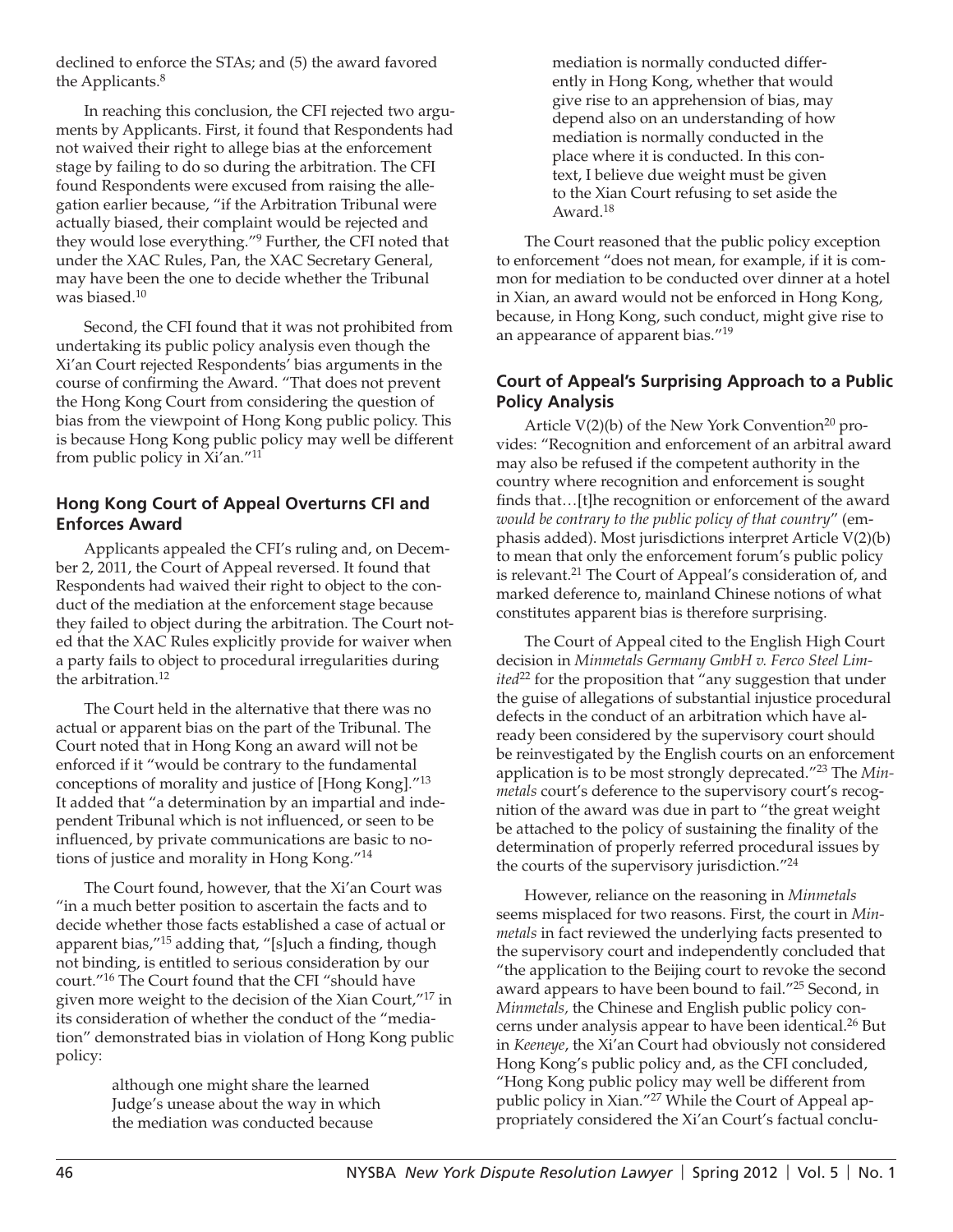declined to enforce the STAs; and (5) the award favored the Applicants.[8]

In reaching this conclusion, the CFI rejected two arguments by Applicants. First, it found that Respondents had not waived their right to allege bias at the enforcement stage by failing to do so during the arbitration. The CFI found Respondents were excused from raising the allegation earlier because, "if the Arbitration Tribunal were actually biased, their complaint would be rejected and they would lose everything."[9] Further, the CFI noted that under the XAC Rules, Pan, the XAC Secretary General, may have been the one to decide whether the Tribunal was biased.[10]

Second, the CFI found that it was not prohibited from undertaking its public policy analysis even though the Xi'an Court rejected Respondents' bias arguments in the course of confirming the Award. "That does not prevent the Hong Kong Court from considering the question of bias from the viewpoint of Hong Kong public policy. This is because Hong Kong public policy may well be different from public policy in Xi'an."[11]

### Hong Kong Court of Appeal Overturns CFI and Enforces Award

Applicants appealed the CFI's ruling and, on December 2, 2011, the Court of Appeal reversed. It found that Respondents had waived their right to object to the conduct of the mediation at the enforcement stage because they failed to object during the arbitration. The Court noted that the XAC Rules explicitly provide for waiver when a party fails to object to procedural irregularities during the arbitration.[12]

The Court held in the alternative that there was no actual or apparent bias on the part of the Tribunal. The Court noted that in Hong Kong an award will not be enforced if it "would be contrary to the fundamental conceptions of morality and justice of [Hong Kong]."[13] It added that "a determination by an impartial and independent Tribunal which is not influenced, or seen to be influenced, by private communications are basic to notions of justice and morality in Hong Kong."[14]

The Court found, however, that the Xi'an Court was "in a much better position to ascertain the facts and to decide whether those facts established a case of actual or apparent bias,"[15] adding that, "[s]uch a finding, though not binding, is entitled to serious consideration by our court."[16] The Court found that the CFI "should have given more weight to the decision of the Xian Court,"[17] in its consideration of whether the conduct of the "mediation" demonstrated bias in violation of Hong Kong public policy:

> although one might share the learned Judge's unease about the way in which the mediation was conducted because mediation is normally conducted differently in Hong Kong, whether that would give rise to an apprehension of bias, may depend also on an understanding of how mediation is normally conducted in the place where it is conducted. In this context, I believe due weight must be given to the Xian Court refusing to set aside the Award.[18]

The Court reasoned that the public policy exception to enforcement "does not mean, for example, if it is common for mediation to be conducted over dinner at a hotel in Xian, an award would not be enforced in Hong Kong, because, in Hong Kong, such conduct, might give rise to an appearance of apparent bias."[19]

### Court of Appeal's Surprising Approach to a Public Policy Analysis

Article V(2)(b) of the New York Convention[20] provides: "Recognition and enforcement of an arbitral award may also be refused if the competent authority in the country where recognition and enforcement is sought finds that…[t]he recognition or enforcement of the award *would be contrary to the public policy of that country*" (emphasis added). Most jurisdictions interpret Article V(2)(b) to mean that only the enforcement forum's public policy is relevant.[21] The Court of Appeal's consideration of, and marked deference to, mainland Chinese notions of what constitutes apparent bias is therefore surprising.

The Court of Appeal cited to the English High Court decision in *Minmetals Germany GmbH v. Ferco Steel Limited*[22] for the proposition that "any suggestion that under the guise of allegations of substantial injustice procedural defects in the conduct of an arbitration which have already been considered by the supervisory court should be reinvestigated by the English courts on an enforcement application is to be most strongly deprecated."[23] The *Minmetals* court's deference to the supervisory court's recognition of the award was due in part to "the great weight be attached to the policy of sustaining the finality of the determination of properly referred procedural issues by the courts of the supervisory jurisdiction."[24]

However, reliance on the reasoning in *Minmetals* seems misplaced for two reasons. First, the court in *Minmetals* in fact reviewed the underlying facts presented to the supervisory court and independently concluded that "the application to the Beijing court to revoke the second award appears to have been bound to fail."[25] Second, in *Minmetals*, the Chinese and English public policy concerns under analysis appear to have been identical.[26] But in *Keeneye*, the Xi'an Court had obviously not considered Hong Kong's public policy and, as the CFI concluded, "Hong Kong public policy may well be different from public policy in Xian."[27] While the Court of Appeal appropriately considered the Xi'an Court's factual conclu-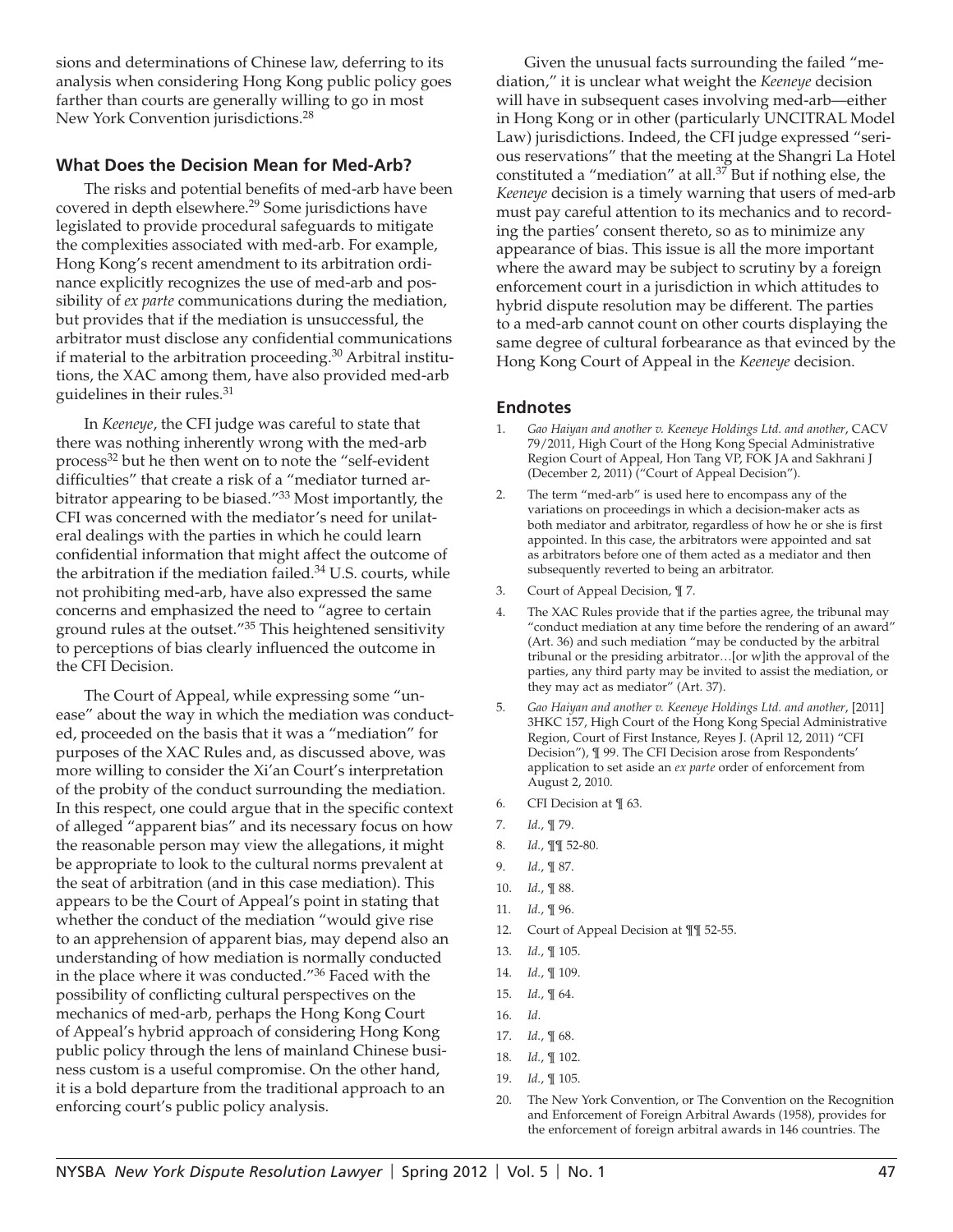sions and determinations of Chinese law, deferring to its analysis when considering Hong Kong public policy goes farther than courts are generally willing to go in most New York Convention jurisdictions.[28]

### What Does the Decision Mean for Med-Arb?

The risks and potential benefits of med-arb have been covered in depth elsewhere.[29] Some jurisdictions have legislated to provide procedural safeguards to mitigate the complexities associated with med-arb. For example, Hong Kong's recent amendment to its arbitration ordinance explicitly recognizes the use of med-arb and possibility of *ex parte* communications during the mediation, but provides that if the mediation is unsuccessful, the arbitrator must disclose any confidential communications if material to the arbitration proceeding.[30] Arbitral institutions, the XAC among them, have also provided med-arb guidelines in their rules.[31]

In *Keeneye*, the CFI judge was careful to state that there was nothing inherently wrong with the med-arb process[32] but he then went on to note the "self-evident difficulties" that create a risk of a "mediator turned arbitrator appearing to be biased."[33] Most importantly, the CFI was concerned with the mediator's need for unilateral dealings with the parties in which he could learn confidential information that might affect the outcome of the arbitration if the mediation failed.[34] U.S. courts, while not prohibiting med-arb, have also expressed the same concerns and emphasized the need to "agree to certain ground rules at the outset."[35] This heightened sensitivity to perceptions of bias clearly influenced the outcome in the CFI Decision.

The Court of Appeal, while expressing some "unease" about the way in which the mediation was conducted, proceeded on the basis that it was a "mediation" for purposes of the XAC Rules and, as discussed above, was more willing to consider the Xi'an Court's interpretation of the probity of the conduct surrounding the mediation. In this respect, one could argue that in the specific context of alleged "apparent bias" and its necessary focus on how the reasonable person may view the allegations, it might be appropriate to look to the cultural norms prevalent at the seat of arbitration (and in this case mediation). This appears to be the Court of Appeal's point in stating that whether the conduct of the mediation "would give rise to an apprehension of apparent bias, may depend also an understanding of how mediation is normally conducted in the place where it was conducted."[36] Faced with the possibility of conflicting cultural perspectives on the mechanics of med-arb, perhaps the Hong Kong Court of Appeal's hybrid approach of considering Hong Kong public policy through the lens of mainland Chinese business custom is a useful compromise. On the other hand, it is a bold departure from the traditional approach to an enforcing court's public policy analysis.

Given the unusual facts surrounding the failed "mediation," it is unclear what weight the *Keeneye* decision will have in subsequent cases involving med-arb—either in Hong Kong or in other (particularly UNCITRAL Model Law) jurisdictions. Indeed, the CFI judge expressed "serious reservations" that the meeting at the Shangri La Hotel constituted a "mediation" at all.[37] But if nothing else, the *Keeneye* decision is a timely warning that users of med-arb must pay careful attention to its mechanics and to recording the parties' consent thereto, so as to minimize any appearance of bias. This issue is all the more important where the award may be subject to scrutiny by a foreign enforcement court in a jurisdiction in which attitudes to hybrid dispute resolution may be different. The parties to a med-arb cannot count on other courts displaying the same degree of cultural forbearance as that evinced by the Hong Kong Court of Appeal in the *Keeneye* decision.

### Endnotes

1. *Gao Haiyan and another v. Keeneye Holdings Ltd. and another*, CACV 79/2011, High Court of the Hong Kong Special Administrative Region Court of Appeal, Hon Tang VP, FOK JA and Sakhrani J (December 2, 2011) ("Court of Appeal Decision").
2. The term "med-arb" is used here to encompass any of the variations on proceedings in which a decision-maker acts as both mediator and arbitrator, regardless of how he or she is first appointed. In this case, the arbitrators were appointed and sat as arbitrators before one of them acted as a mediator and then subsequently reverted to being an arbitrator.
3. Court of Appeal Decision, ¶ 7.
4. The XAC Rules provide that if the parties agree, the tribunal may "conduct mediation at any time before the rendering of an award" (Art. 36) and such mediation "may be conducted by the arbitral tribunal or the presiding arbitrator…[or w]ith the approval of the parties, any third party may be invited to assist the mediation, or they may act as mediator" (Art. 37).
5. *Gao Haiyan and another v. Keeneye Holdings Ltd. and another*, [2011] 3HKC 157, High Court of the Hong Kong Special Administrative Region, Court of First Instance, Reyes J. (April 12, 2011) "CFI Decision"), ¶ 99. The CFI Decision arose from Respondents' application to set aside an *ex parte* order of enforcement from August 2, 2010.
6. CFI Decision at ¶ 63.
7. *Id.*, ¶ 79.
8. *Id.*, ¶¶ 52-80.
9. *Id.*, ¶ 87.
10. *Id.*, ¶ 88.
11. *Id.*, ¶ 96.
12. Court of Appeal Decision at ¶¶ 52-55.
13. *Id.*, ¶ 105.
14. *Id.*, ¶ 109.
15. *Id.*, ¶ 64.
16. *Id*.
17. *Id.*, ¶ 68.
18. *Id.*, ¶ 102.
19. *Id.*, ¶ 105.
20. The New York Convention, or The Convention on the Recognition and Enforcement of Foreign Arbitral Awards (1958), provides for the enforcement of foreign arbitral awards in 146 countries. The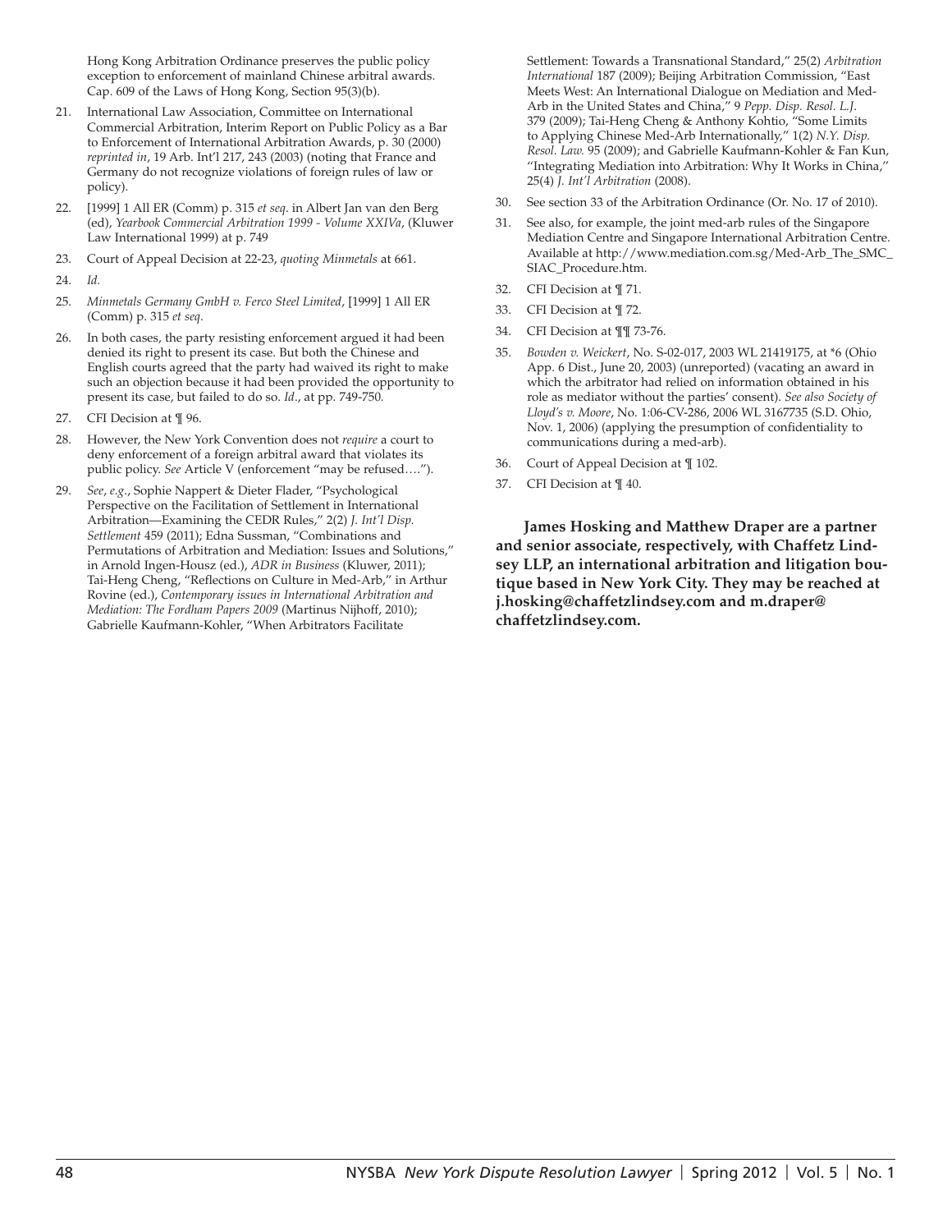Hong Kong Arbitration Ordinance preserves the public policy exception to enforcement of mainland Chinese arbitral awards. Cap. 609 of the Laws of Hong Kong, Section 95(3)(b).

21. International Law Association, Committee on International Commercial Arbitration, Interim Report on Public Policy as a Bar to Enforcement of International Arbitration Awards, p. 30 (2000) *reprinted in*, 19 Arb. Int'l 217, 243 (2003) (noting that France and Germany do not recognize violations of foreign rules of law or policy).
22. [1999] 1 All ER (Comm) p. 315 *et seq.* in Albert Jan van den Berg (ed), *Yearbook Commercial Arbitration 1999 - Volume XXIVa*, (Kluwer Law International 1999) at p. 749
23. Court of Appeal Decision at 22-23, *quoting Minmetals* at 661.
24. *Id.*
25. *Minmetals Germany GmbH v. Ferco Steel Limited*, [1999] 1 All ER (Comm) p. 315 *et seq*.
26. In both cases, the party resisting enforcement argued it had been denied its right to present its case. But both the Chinese and English courts agreed that the party had waived its right to make such an objection because it had been provided the opportunity to present its case, but failed to do so. *Id*., at pp. 749-750.
27. CFI Decision at ¶ 96.
28. However, the New York Convention does not *require* a court to deny enforcement of a foreign arbitral award that violates its public policy. *See* Article V (enforcement "may be refused….").
29. *See*, *e.g.*, Sophie Nappert & Dieter Flader, "Psychological Perspective on the Facilitation of Settlement in International Arbitration—Examining the CEDR Rules," 2(2) *J. Int'l Disp. Settlement* 459 (2011); Edna Sussman, "Combinations and Permutations of Arbitration and Mediation: Issues and Solutions," in Arnold Ingen-Housz (ed.), *ADR in Business* (Kluwer, 2011); Tai-Heng Cheng, "Reflections on Culture in Med-Arb," in Arthur Rovine (ed.), *Contemporary issues in International Arbitration and Mediation: The Fordham Papers 2009* (Martinus Nijhoff, 2010); Gabrielle Kaufmann-Kohler, "When Arbitrators Facilitate Settlement: Towards a Transnational Standard," 25(2) *Arbitration International* 187 (2009); Beijing Arbitration Commission, "East Meets West: An International Dialogue on Mediation and Med-Arb in the United States and China," 9 *Pepp. Disp. Resol. L.J*. 379 (2009); Tai-Heng Cheng & Anthony Kohtio, "Some Limits to Applying Chinese Med-Arb Internationally," 1(2) *N.Y. Disp. Resol. Law.* 95 (2009); and Gabrielle Kaufmann-Kohler & Fan Kun, "Integrating Mediation into Arbitration: Why It Works in China," 25(4) *J. Int'l Arbitration* (2008).
30. See section 33 of the Arbitration Ordinance (Or. No. 17 of 2010).
31. See also, for example, the joint med-arb rules of the Singapore Mediation Centre and Singapore International Arbitration Centre. Available at http://www.mediation.com.sg/Med-Arb_The_SMC_SIAC_Procedure.htm.
32. CFI Decision at ¶ 71.
33. CFI Decision at ¶ 72.
34. CFI Decision at ¶¶ 73-76.
35. *Bowden v. Weickert*, No. S-02-017, 2003 WL 21419175, at *6 (Ohio App. 6 Dist., June 20, 2003) (unreported) (vacating an award in which the arbitrator had relied on information obtained in his role as mediator without the parties' consent). *See also Society of Lloyd's v. Moore*, No. 1:06-CV-286, 2006 WL 3167735 (S.D. Ohio, Nov. 1, 2006) (applying the presumption of confidentiality to communications during a med-arb).
36. Court of Appeal Decision at ¶ 102.
37. CFI Decision at ¶ 40.

**James Hosking and Matthew Draper are a partner and senior associate, respectively, with Chaffetz Lindsey LLP, an international arbitration and litigation boutique based in New York City. They may be reached at j.hosking@chaffetzlindsey.com and m.draper@chaffetzlindsey.com.**